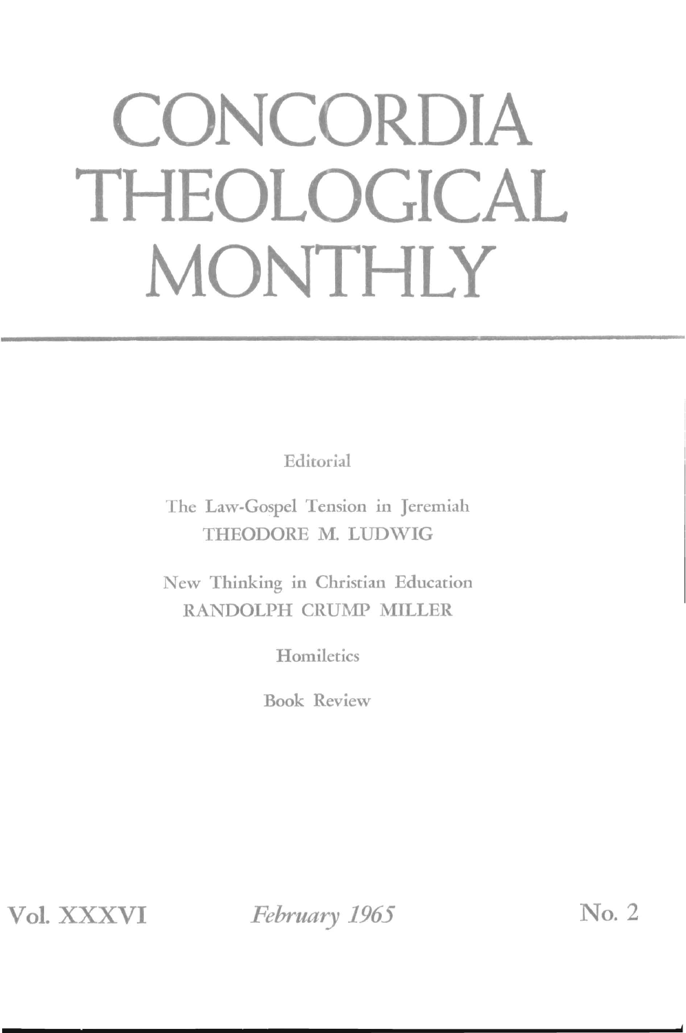# CONCORDIA THEOLOGICAL MONTHLY

Editorial

The Law-Gospel Tension in Jeremiah
THEODORE M. LUDWIG

New Thinking in Christian Education
RANDOLPH CRUMP MILLER

Homiletics

Book Review

Vol. XXXVI *February 1965* No. 2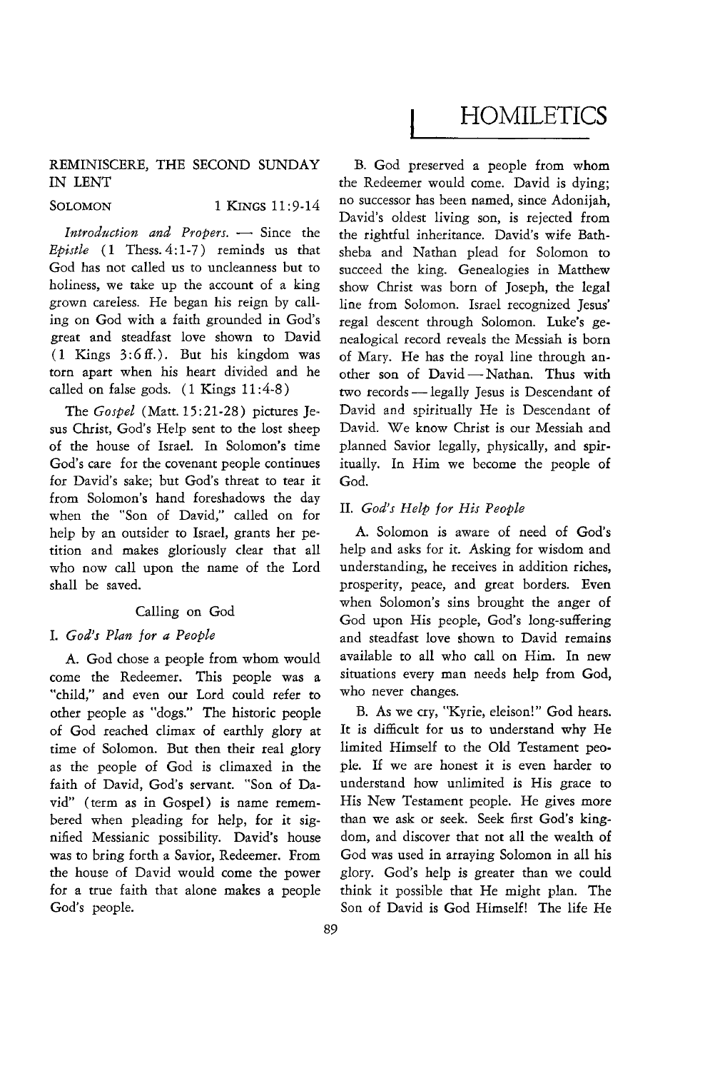# HOMILETICS

## REMINISCERE, THE SECOND SUNDAY IN LENT

SOLOMON 1 KINGS 11:9-14

*Introduction and Propers.* — Since the *Epistle* (1 Thess. 4:1-7) reminds us that God has not called us to uncleanness but to holiness, we take up the account of a king grown careless. He began his reign by calling on God with a faith grounded in God's great and steadfast love shown to David (1 Kings 3:6 ff.). But his kingdom was torn apart when his heart divided and he called on false gods. (1 Kings 11:4-8)

The *Gospel* (Matt. 15:21-28) pictures Jesus Christ, God's Help sent to the lost sheep of the house of Israel. In Solomon's time God's care for the covenant people continues for David's sake; but God's threat to tear it from Solomon's hand foreshadows the day when the "Son of David," called on for help by an outsider to Israel, grants her petition and makes gloriously clear that all who now call upon the name of the Lord shall be saved.

### Calling on God

#### I. *God's Plan for a People*

A. God chose a people from whom would come the Redeemer. This people was a "child," and even our Lord could refer to other people as "dogs." The historic people of God reached climax of earthly glory at time of Solomon. But then their real glory as the people of God is climaxed in the faith of David, God's servant. "Son of David" (term as in Gospel) is name remembered when pleading for help, for it signified Messianic possibility. David's house was to bring forth a Savior, Redeemer. From the house of David would come the power for a true faith that alone makes a people God's people.

B. God preserved a people from whom the Redeemer would come. David is dying; no successor has been named, since Adonijah, David's oldest living son, is rejected from the rightful inheritance. David's wife Bathsheba and Nathan plead for Solomon to succeed the king. Genealogies in Matthew show Christ was born of Joseph, the legal line from Solomon. Israel recognized Jesus' regal descent through Solomon. Luke's genealogical record reveals the Messiah is born of Mary. He has the royal line through another son of David — Nathan. Thus with two records — legally Jesus is Descendant of David and spiritually He is Descendant of David. We know Christ is our Messiah and planned Savior legally, physically, and spiritually. In Him we become the people of God.

#### II. *God's Help for His People*

A. Solomon is aware of need of God's help and asks for it. Asking for wisdom and understanding, he receives in addition riches, prosperity, peace, and great borders. Even when Solomon's sins brought the anger of God upon His people, God's long-suffering and steadfast love shown to David remains available to all who call on Him. In new situations every man needs help from God, who never changes.

B. As we cry, "Kyrie, eleison!" God hears. It is difficult for us to understand why He limited Himself to the Old Testament people. If we are honest it is even harder to understand how unlimited is His grace to His New Testament people. He gives more than we ask or seek. Seek first God's kingdom, and discover that not all the wealth of God was used in arraying Solomon in all his glory. God's help is greater than we could think it possible that He might plan. The Son of David is God Himself! The life He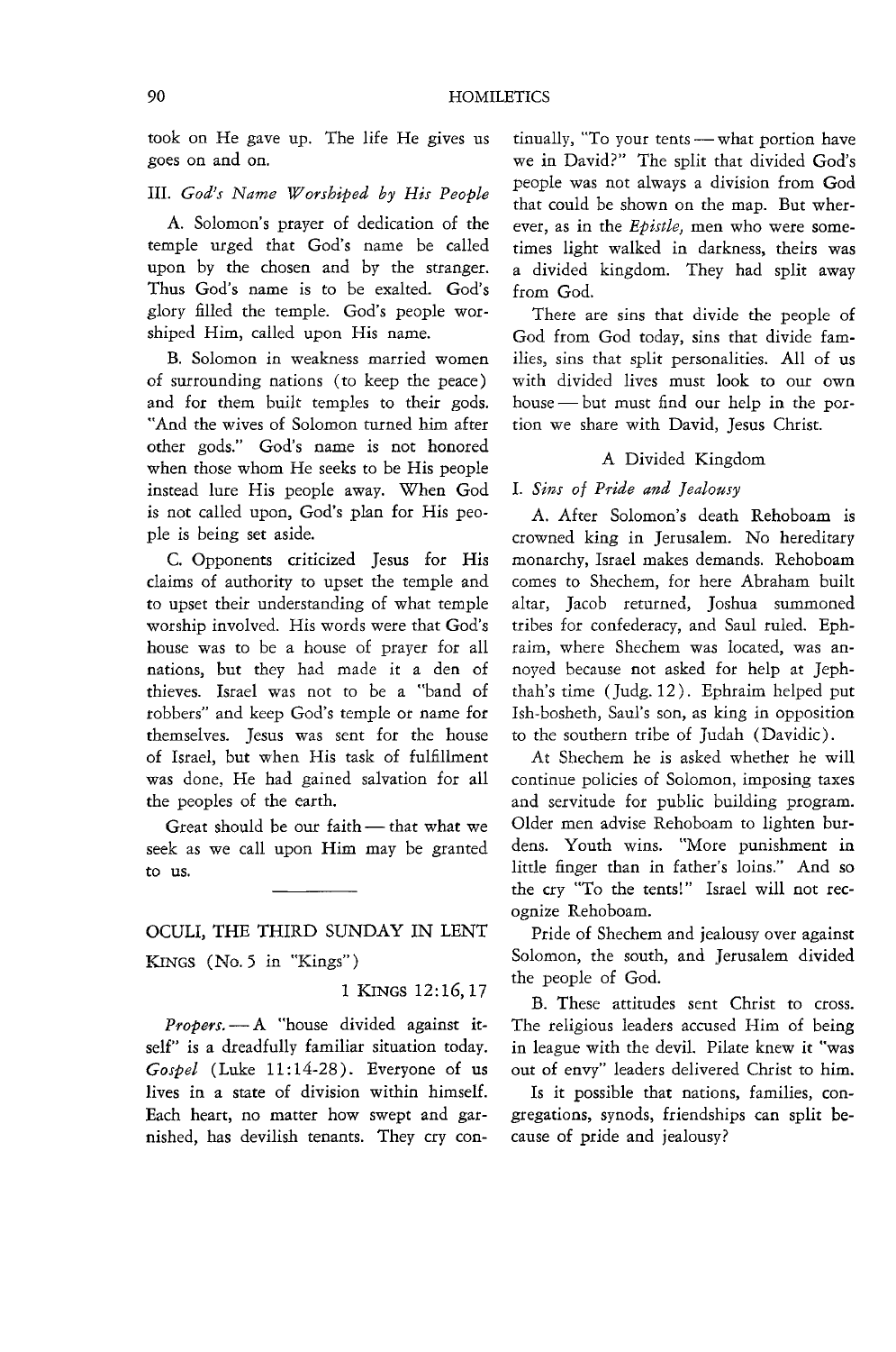took on He gave up. The life He gives us goes on and on.

III. *God's Name Worshiped by His People*

A. Solomon's prayer of dedication of the temple urged that God's name be called upon by the chosen and by the stranger. Thus God's name is to be exalted. God's glory filled the temple. God's people worshiped Him, called upon His name.

B. Solomon in weakness married women of surrounding nations (to keep the peace) and for them built temples to their gods. "And the wives of Solomon turned him after other gods." God's name is not honored when those whom He seeks to be His people instead lure His people away. When God is not called upon, God's plan for His people is being set aside.

C. Opponents criticized Jesus for His claims of authority to upset the temple and to upset their understanding of what temple worship involved. His words were that God's house was to be a house of prayer for all nations, but they had made it a den of thieves. Israel was not to be a "band of robbers" and keep God's temple or name for themselves. Jesus was sent for the house of Israel, but when His task of fulfillment was done, He had gained salvation for all the peoples of the earth.

Great should be our faith — that what we seek as we call upon Him may be granted to us.

---

## OCULI, THE THIRD SUNDAY IN LENT

KINGS (No. 5 in "Kings")

1 KINGS 12:16, 17

*Propers.* — A "house divided against itself" is a dreadfully familiar situation today. *Gospel* (Luke 11:14-28). Everyone of us lives in a state of division within himself. Each heart, no matter how swept and garnished, has devilish tenants. They cry continually, "To your tents — what portion have we in David?" The split that divided God's people was not always a division from God that could be shown on the map. But wherever, as in the *Epistle,* men who were sometimes light walked in darkness, theirs was a divided kingdom. They had split away from God.

There are sins that divide the people of God from God today, sins that divide families, sins that split personalities. All of us with divided lives must look to our own house — but must find our help in the portion we share with David, Jesus Christ.

### A Divided Kingdom

I. *Sins of Pride and Jealousy*

A. After Solomon's death Rehoboam is crowned king in Jerusalem. No hereditary monarchy, Israel makes demands. Rehoboam comes to Shechem, for here Abraham built altar, Jacob returned, Joshua summoned tribes for confederacy, and Saul ruled. Ephraim, where Shechem was located, was annoyed because not asked for help at Jephthah's time (Judg. 12). Ephraim helped put Ish-bosheth, Saul's son, as king in opposition to the southern tribe of Judah (Davidic).

At Shechem he is asked whether he will continue policies of Solomon, imposing taxes and servitude for public building program. Older men advise Rehoboam to lighten burdens. Youth wins. "More punishment in little finger than in father's loins." And so the cry "To the tents!" Israel will not recognize Rehoboam.

Pride of Shechem and jealousy over against Solomon, the south, and Jerusalem divided the people of God.

B. These attitudes sent Christ to cross. The religious leaders accused Him of being in league with the devil. Pilate knew it "was out of envy" leaders delivered Christ to him.

Is it possible that nations, families, congregations, synods, friendships can split because of pride and jealousy?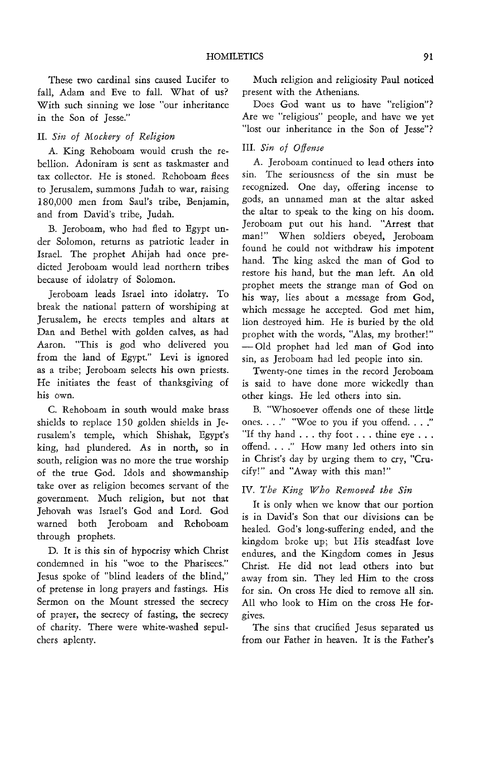These two cardinal sins caused Lucifer to fall, Adam and Eve to fall. What of us? With such sinning we lose "our inheritance in the Son of Jesse."

II. *Sin of Mockery of Religion*

A. King Rehoboam would crush the rebellion. Adoniram is sent as taskmaster and tax collector. He is stoned. Rehoboam flees to Jerusalem, summons Judah to war, raising 180,000 men from Saul's tribe, Benjamin, and from David's tribe, Judah.

B. Jeroboam, who had fled to Egypt under Solomon, returns as patriotic leader in Israel. The prophet Ahijah had once predicted Jeroboam would lead northern tribes because of idolatry of Solomon.

Jeroboam leads Israel into idolatry. To break the national pattern of worshiping at Jerusalem, he erects temples and altars at Dan and Bethel with golden calves, as had Aaron. "This is god who delivered you from the land of Egypt." Levi is ignored as a tribe; Jeroboam selects his own priests. He initiates the feast of thanksgiving of his own.

C. Rehoboam in south would make brass shields to replace 150 golden shields in Jerusalem's temple, which Shishak, Egypt's king, had plundered. As in north, so in south, religion was no more the true worship of the true God. Idols and showmanship take over as religion becomes servant of the government. Much religion, but not that Jehovah was Israel's God and Lord. God warned both Jeroboam and Rehoboam through prophets.

D. It is this sin of hypocrisy which Christ condemned in his "woe to the Pharisees." Jesus spoke of "blind leaders of the blind," of pretense in long prayers and fastings. His Sermon on the Mount stressed the secrecy of prayer, the secrecy of fasting, the secrecy of charity. There were white-washed sepulchers aplenty.

Much religion and religiosity Paul noticed present with the Athenians.

Does God want us to have "religion"? Are we "religious" people, and have we yet "lost our inheritance in the Son of Jesse"?

III. *Sin of Offense*

A. Jeroboam continued to lead others into sin. The seriousness of the sin must be recognized. One day, offering incense to gods, an unnamed man at the altar asked the altar to speak to the king on his doom. Jeroboam put out his hand. "Arrest that man!" When soldiers obeyed, Jeroboam found he could not withdraw his impotent hand. The king asked the man of God to restore his hand, but the man left. An old prophet meets the strange man of God on his way, lies about a message from God, which message he accepted. God met him, lion destroyed him. He is buried by the old prophet with the words, "Alas, my brother!" —Old prophet had led man of God into sin, as Jeroboam had led people into sin.

Twenty-one times in the record Jeroboam is said to have done more wickedly than other kings. He led others into sin.

B. "Whosoever offends one of these little ones. . . ." "Woe to you if you offend. . . ." "If thy hand . . . thy foot . . . thine eye . . . offend. . . ." How many led others into sin in Christ's day by urging them to cry, "Crucify!" and "Away with this man!"

IV. *The King Who Removed the Sin*

It is only when we know that our portion is in David's Son that our divisions can be healed. God's long-suffering ended, and the kingdom broke up; but His steadfast love endures, and the Kingdom comes in Jesus Christ. He did not lead others into but away from sin. They led Him to the cross for sin. On cross He died to remove all sin. All who look to Him on the cross He forgives.

The sins that crucified Jesus separated us from our Father in heaven. It is the Father's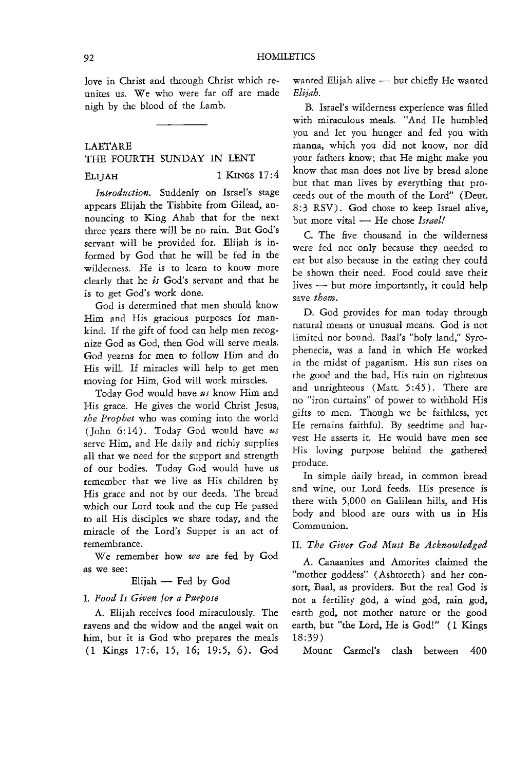love in Christ and through Christ which reunites us. We who were far off are made nigh by the blood of the Lamb.

---

## LAETARE

## THE FOURTH SUNDAY IN LENT

### ELIJAH — 1 KINGS 17:4

*Introduction.* Suddenly on Israel's stage appears Elijah the Tishbite from Gilead, announcing to King Ahab that for the next three years there will be no rain. But God's servant will be provided for. Elijah is informed by God that he will be fed in the wilderness. He is to learn to know more clearly that he *is* God's servant and that he is to get God's work done.

God is determined that men should know Him and His gracious purposes for mankind. If the gift of food can help men recognize God as God, then God will serve meals. God yearns for men to follow Him and do His will. If miracles will help to get men moving for Him, God will work miracles.

Today God would have *us* know Him and His grace. He gives the world Christ Jesus, *the Prophet* who was coming into the world (John 6:14). Today God would have *us* serve Him, and He daily and richly supplies all that we need for the support and strength of our bodies. Today God would have us remember that we live as His children by His grace and not by our deeds. The bread which our Lord took and the cup He passed to all His disciples we share today, and the miracle of the Lord's Supper is an act of remembrance.

We remember how *we* are fed by God as we see:

Elijah — Fed by God

I. *Food Is Given for a Purpose*

A. Elijah receives food miraculously. The ravens and the widow and the angel wait on him, but it is God who prepares the meals (1 Kings 17:6, 15, 16; 19:5, 6). God wanted Elijah alive — but chiefly He wanted *Elijah.*

B. Israel's wilderness experience was filled with miraculous meals. "And He humbled you and let you hunger and fed you with manna, which you did not know, nor did your fathers know; that He might make you know that man does not live by bread alone but that man lives by everything that proceeds out of the mouth of the Lord" (Deut. 8:3 RSV). God chose to keep Israel alive, but more vital — He chose *Israel!*

C. The five thousand in the wilderness were fed not only because they needed to eat but also because in the eating they could be shown their need. Food could save their lives — but more importantly, it could help save *them.*

D. God provides for man today through natural means or unusual means. God is not limited nor bound. Baal's "holy land," Syrophenecia, was a land in which He worked in the midst of paganism. His sun rises on the good and the bad, His rain on righteous and unrighteous (Matt. 5:45). There are no "iron curtains" of power to withhold His gifts to men. Though we be faithless, yet He remains faithful. By seedtime and harvest He asserts it. He would have men see His loving purpose behind the gathered produce.

In simple daily bread, in common bread and wine, our Lord feeds. His presence is there with 5,000 on Galilean hills, and His body and blood are ours with us in His Communion.

II. *The Giver God Must Be Acknowledged*

A. Canaanites and Amorites claimed the "mother goddess" (Ashtoreth) and her consort, Baal, as providers. But the real God is not a fertility god, a wind god, rain god, earth god, not mother nature or the good earth, but "the Lord, He is God!" (1 Kings 18:39)

Mount Carmel's clash between 400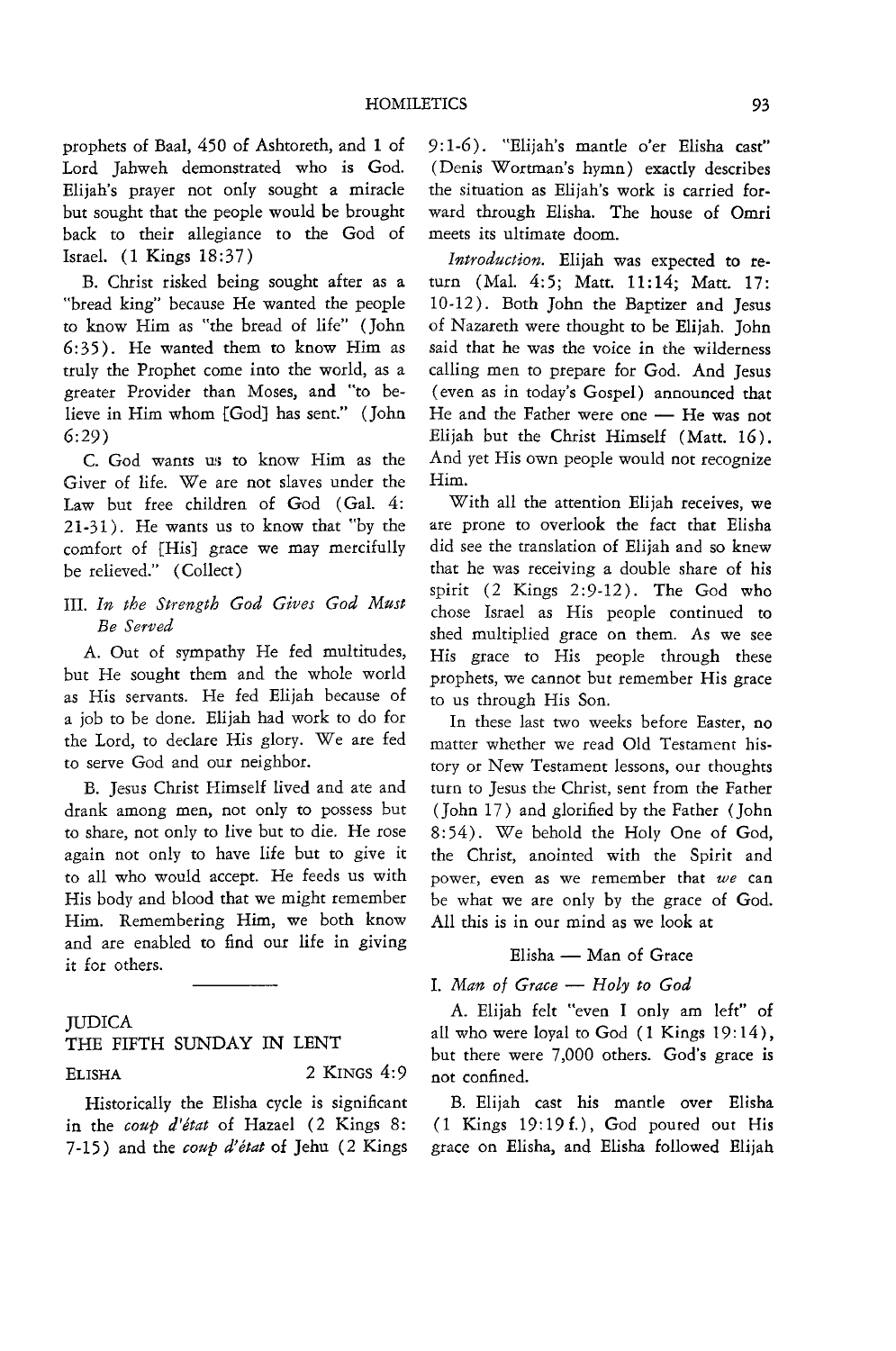prophets of Baal, 450 of Ashtoreth, and 1 of Lord Jahweh demonstrated who is God. Elijah's prayer not only sought a miracle but sought that the people would be brought back to their allegiance to the God of Israel. (1 Kings 18:37)

B. Christ risked being sought after as a "bread king" because He wanted the people to know Him as "the bread of life" (John 6:35). He wanted them to know Him as truly the Prophet come into the world, as a greater Provider than Moses, and "to believe in Him whom [God] has sent." (John 6:29)

C. God wants us to know Him as the Giver of life. We are not slaves under the Law but free children of God (Gal. 4: 21-31). He wants us to know that "by the comfort of [His] grace we may mercifully be relieved." (Collect)

III. *In the Strength God Gives God Must Be Served*

A. Out of sympathy He fed multitudes, but He sought them and the whole world as His servants. He fed Elijah because of a job to be done. Elijah had work to do for the Lord, to declare His glory. We are fed to serve God and our neighbor.

B. Jesus Christ Himself lived and ate and drank among men, not only to possess but to share, not only to live but to die. He rose again not only to have life but to give it to all who would accept. He feeds us with His body and blood that we might remember Him. Remembering Him, we both know and are enabled to find our life in giving it for others.

---

## JUDICA
## THE FIFTH SUNDAY IN LENT

ELISHA — 2 KINGS 4:9

Historically the Elisha cycle is significant in the *coup d'état* of Hazael (2 Kings 8: 7-15) and the *coup d'état* of Jehu (2 Kings 9:1-6). "Elijah's mantle o'er Elisha cast" (Denis Wortman's hymn) exactly describes the situation as Elijah's work is carried forward through Elisha. The house of Omri meets its ultimate doom.

*Introduction.* Elijah was expected to return (Mal. 4:5; Matt. 11:14; Matt. 17: 10-12). Both John the Baptizer and Jesus of Nazareth were thought to be Elijah. John said that he was the voice in the wilderness calling men to prepare for God. And Jesus (even as in today's Gospel) announced that He and the Father were one — He was not Elijah but the Christ Himself (Matt. 16). And yet His own people would not recognize Him.

With all the attention Elijah receives, we are prone to overlook the fact that Elisha did see the translation of Elijah and so knew that he was receiving a double share of his spirit (2 Kings 2:9-12). The God who chose Israel as His people continued to shed multiplied grace on them. As we see His grace to His people through these prophets, we cannot but remember His grace to us through His Son.

In these last two weeks before Easter, no matter whether we read Old Testament history or New Testament lessons, our thoughts turn to Jesus the Christ, sent from the Father (John 17) and glorified by the Father (John 8:54). We behold the Holy One of God, the Christ, anointed with the Spirit and power, even as we remember that *we* can be what we are only by the grace of God. All this is in our mind as we look at

### Elisha — Man of Grace

I. *Man of Grace — Holy to God*

A. Elijah felt "even I only am left" of all who were loyal to God (1 Kings 19:14), but there were 7,000 others. God's grace is not confined.

B. Elijah cast his mantle over Elisha (1 Kings 19:19 f.), God poured out His grace on Elisha, and Elisha followed Elijah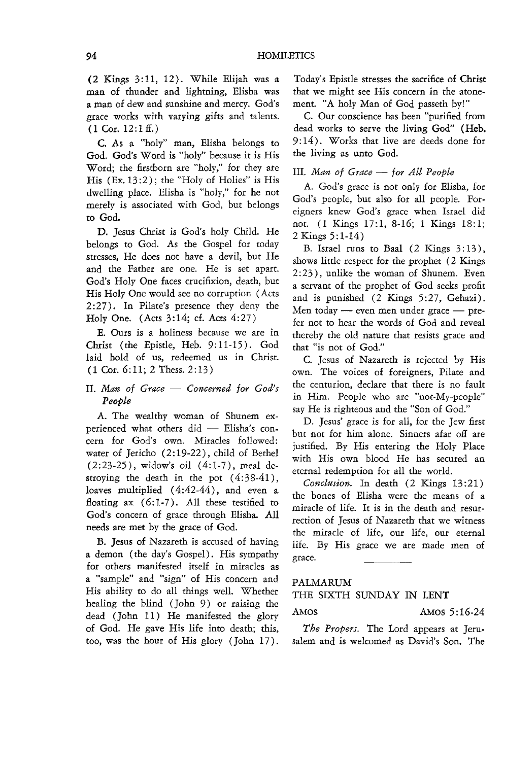(2 Kings 3:11, 12). While Elijah was a man of thunder and lightning, Elisha was a man of dew and sunshine and mercy. God's grace works with varying gifts and talents. (1 Cor. 12:1 ff.)

C. As a "holy" man, Elisha belongs to God. God's Word is "holy" because it is His Word; the firstborn are "holy," for they are His (Ex. 13:2); the "Holy of Holies" is His dwelling place. Elisha is "holy," for he not merely is associated with God, but belongs to God.

D. Jesus Christ is God's holy Child. He belongs to God. As the Gospel for today stresses, He does not have a devil, but He and the Father are one. He is set apart. God's Holy One faces crucifixion, death, but His Holy One would see no corruption (Acts 2:27). In Pilate's presence they deny the Holy One. (Acts 3:14; cf. Acts 4:27)

E. Ours is a holiness because we are in Christ (the Epistle, Heb. 9:11-15). God laid hold of us, redeemed us in Christ. (1 Cor. 6:11; 2 Thess. 2:13)

II. *Man of Grace — Concerned for God's People*

A. The wealthy woman of Shunem experienced what others did — Elisha's concern for God's own. Miracles followed: water of Jericho (2:19-22), child of Bethel (2:23-25), widow's oil (4:1-7), meal destroying the death in the pot (4:38-41), loaves multiplied (4:42-44), and even a floating ax (6:1-7). All these testified to God's concern of grace through Elisha. All needs are met by the grace of God.

B. Jesus of Nazareth is accused of having a demon (the day's Gospel). His sympathy for others manifested itself in miracles as a "sample" and "sign" of His concern and His ability to do all things well. Whether healing the blind (John 9) or raising the dead (John 11) He manifested the glory of God. He gave His life into death; this, too, was the hour of His glory (John 17). Today's Epistle stresses the sacrifice of Christ that we might see His concern in the atonement. "A holy Man of God passeth by!"

C. Our conscience has been "purified from dead works to serve the living God" (Heb. 9:14). Works that live are deeds done for the living as unto God.

III. *Man of Grace — for All People*

A. God's grace is not only for Elisha, for God's people, but also for all people. Foreigners knew God's grace when Israel did not. (1 Kings 17:1, 8-16; 1 Kings 18:1; 2 Kings 5:1-14)

B. Israel runs to Baal (2 Kings 3:13), shows little respect for the prophet (2 Kings 2:23), unlike the woman of Shunem. Even a servant of the prophet of God seeks profit and is punished (2 Kings 5:27, Gehazi). Men today — even men under grace — prefer not to hear the words of God and reveal thereby the old nature that resists grace and that "is not of God."

C. Jesus of Nazareth is rejected by His own. The voices of foreigners, Pilate and the centurion, declare that there is no fault in Him. People who are "not-My-people" say He is righteous and the "Son of God."

D. Jesus' grace is for all, for the Jew first but not for him alone. Sinners afar off are justified. By His entering the Holy Place with His own blood He has secured an eternal redemption for all the world.

*Conclusion.* In death (2 Kings 13:21) the bones of Elisha were the means of a miracle of life. It is in the death and resurrection of Jesus of Nazareth that we witness the miracle of life, our life, our eternal life. By His grace we are made men of grace.

---

## PALMARUM
## THE SIXTH SUNDAY IN LENT

AMOS — AMOS 5:16-24

*The Propers.* The Lord appears at Jerusalem and is welcomed as David's Son. The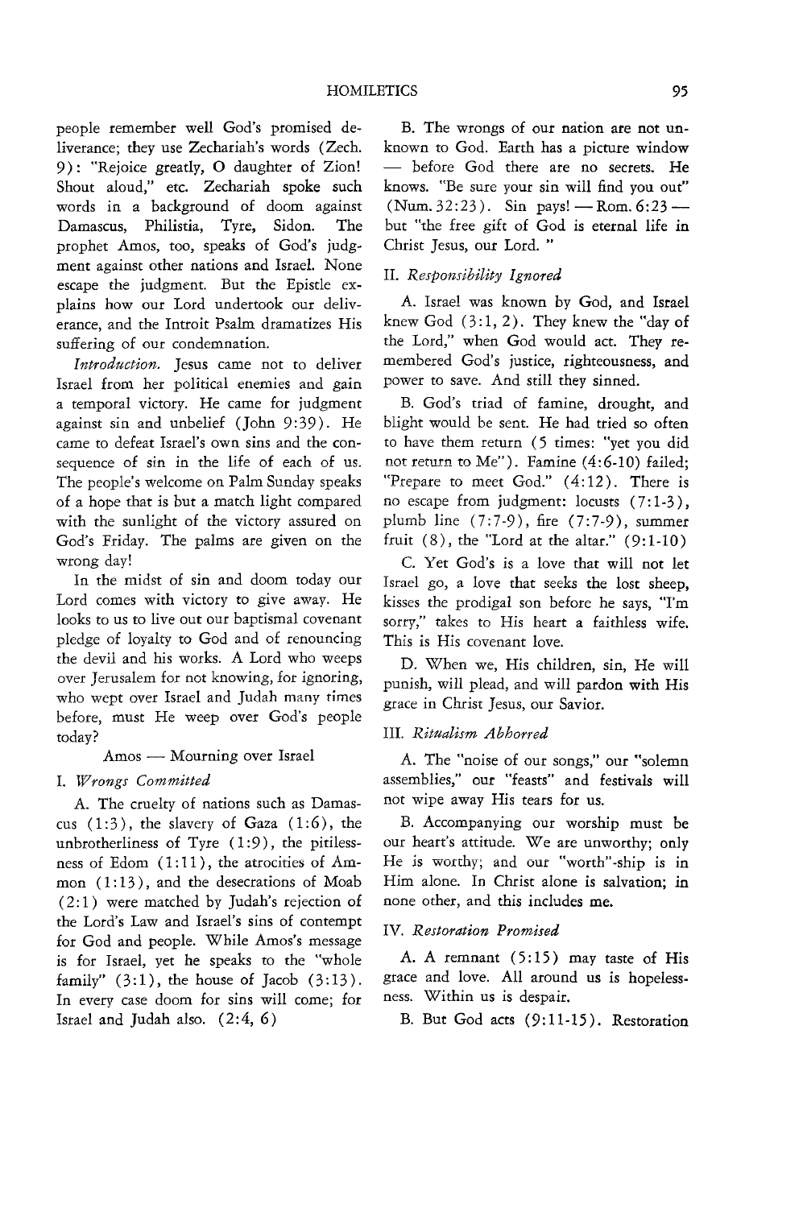people remember well God's promised deliverance; they use Zechariah's words (Zech. 9): "Rejoice greatly, O daughter of Zion! Shout aloud," etc. Zechariah spoke such words in a background of doom against Damascus, Philistia, Tyre, Sidon. The prophet Amos, too, speaks of God's judgment against other nations and Israel. None escape the judgment. But the Epistle explains how our Lord undertook our deliverance, and the Introit Psalm dramatizes His suffering of our condemnation.

*Introduction.* Jesus came not to deliver Israel from her political enemies and gain a temporal victory. He came for judgment against sin and unbelief (John 9:39). He came to defeat Israel's own sins and the consequence of sin in the life of each of us. The people's welcome on Palm Sunday speaks of a hope that is but a match light compared with the sunlight of the victory assured on God's Friday. The palms are given on the wrong day!

In the midst of sin and doom today our Lord comes with victory to give away. He looks to us to live out our baptismal covenant pledge of loyalty to God and of renouncing the devil and his works. A Lord who weeps over Jerusalem for not knowing, for ignoring, who wept over Israel and Judah many times before, must He weep over God's people today?

Amos — Mourning over Israel

I. *Wrongs Committed*

A. The cruelty of nations such as Damascus (1:3), the slavery of Gaza (1:6), the unbrotherliness of Tyre (1:9), the pitilessness of Edom (1:11), the atrocities of Ammon (1:13), and the desecrations of Moab (2:1) were matched by Judah's rejection of the Lord's Law and Israel's sins of contempt for God and people. While Amos's message is for Israel, yet he speaks to the "whole family" (3:1), the house of Jacob (3:13). In every case doom for sins will come; for Israel and Judah also. (2:4, 6)

B. The wrongs of our nation are not unknown to God. Earth has a picture window — before God there are no secrets. He knows. "Be sure your sin will find you out" (Num. 32:23). Sin pays! — Rom. 6:23 — but "the free gift of God is eternal life in Christ Jesus, our Lord."

II. *Responsibility Ignored*

A. Israel was known by God, and Israel knew God (3:1, 2). They knew the "day of the Lord," when God would act. They remembered God's justice, righteousness, and power to save. And still they sinned.

B. God's triad of famine, drought, and blight would be sent. He had tried so often to have them return (5 times: "yet you did not return to Me"). Famine (4:6-10) failed; "Prepare to meet God." (4:12). There is no escape from judgment: locusts (7:1-3), plumb line (7:7-9), fire (7:7-9), summer fruit (8), the "Lord at the altar." (9:1-10)

C. Yet God's is a love that will not let Israel go, a love that seeks the lost sheep, kisses the prodigal son before he says, "I'm sorry," takes to His heart a faithless wife. This is His covenant love.

D. When we, His children, sin, He will punish, will plead, and will pardon with His grace in Christ Jesus, our Savior.

III. *Ritualism Abhorred*

A. The "noise of our songs," our "solemn assemblies," our "feasts" and festivals will not wipe away His tears for us.

B. Accompanying our worship must be our heart's attitude. We are unworthy; only He is worthy; and our "worth"-ship is in Him alone. In Christ alone is salvation; in none other, and this includes me.

IV. *Restoration Promised*

A. A remnant (5:15) may taste of His grace and love. All around us is hopelessness. Within us is despair.

B. But God acts (9:11-15). Restoration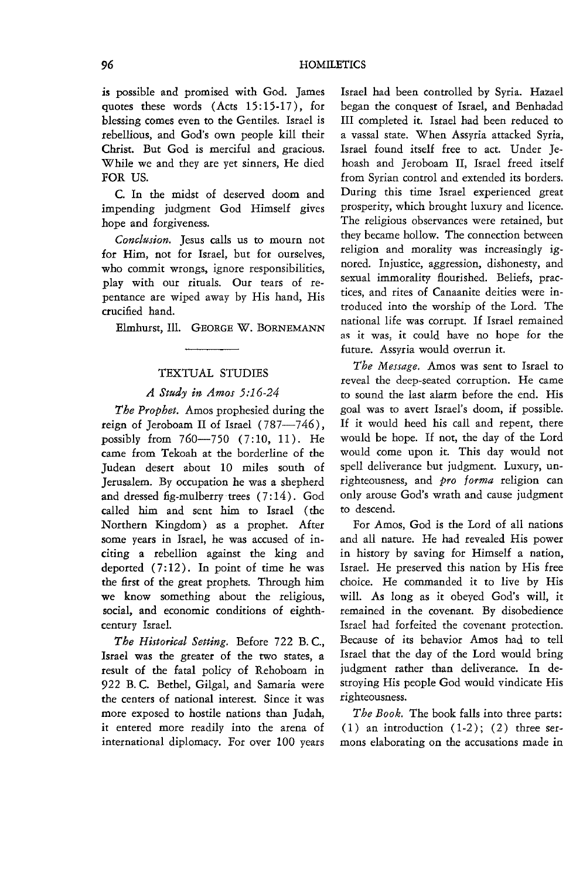is possible and promised with God. James quotes these words (Acts 15:15-17), for blessing comes even to the Gentiles. Israel is rebellious, and God's own people kill their Christ. But God is merciful and gracious. While we and they are yet sinners, He died FOR US.

C. In the midst of deserved doom and impending judgment God Himself gives hope and forgiveness.

*Conclusion.* Jesus calls us to mourn not for Him, not for Israel, but for ourselves, who commit wrongs, ignore responsibilities, play with our rituals. Our tears of repentance are wiped away by His hand, His crucified hand.

Elmhurst, Ill. GEORGE W. BORNEMANN

---

## TEXTUAL STUDIES

### *A Study in Amos 5:16-24*

*The Prophet.* Amos prophesied during the reign of Jeroboam II of Israel (787—746), possibly from 760—750 (7:10, 11). He came from Tekoah at the borderline of the Judean desert about 10 miles south of Jerusalem. By occupation he was a shepherd and dressed fig-mulberry trees (7:14). God called him and sent him to Israel (the Northern Kingdom) as a prophet. After some years in Israel, he was accused of inciting a rebellion against the king and deported (7:12). In point of time he was the first of the great prophets. Through him we know something about the religious, social, and economic conditions of eighth-century Israel.

*The Historical Setting.* Before 722 B. C., Israel was the greater of the two states, a result of the fatal policy of Rehoboam in 922 B. C. Bethel, Gilgal, and Samaria were the centers of national interest. Since it was more exposed to hostile nations than Judah, it entered more readily into the arena of international diplomacy. For over 100 years Israel had been controlled by Syria. Hazael began the conquest of Israel, and Benhadad III completed it. Israel had been reduced to a vassal state. When Assyria attacked Syria, Israel found itself free to act. Under Jehoash and Jeroboam II, Israel freed itself from Syrian control and extended its borders. During this time Israel experienced great prosperity, which brought luxury and licence. The religious observances were retained, but they became hollow. The connection between religion and morality was increasingly ignored. Injustice, aggression, dishonesty, and sexual immorality flourished. Beliefs, practices, and rites of Canaanite deities were introduced into the worship of the Lord. The national life was corrupt. If Israel remained as it was, it could have no hope for the future. Assyria would overrun it.

*The Message.* Amos was sent to Israel to reveal the deep-seated corruption. He came to sound the last alarm before the end. His goal was to avert Israel's doom, if possible. If it would heed his call and repent, there would be hope. If not, the day of the Lord would come upon it. This day would not spell deliverance but judgment. Luxury, unrighteousness, and *pro forma* religion can only arouse God's wrath and cause judgment to descend.

For Amos, God is the Lord of all nations and all nature. He had revealed His power in history by saving for Himself a nation, Israel. He preserved this nation by His free choice. He commanded it to live by His will. As long as it obeyed God's will, it remained in the covenant. By disobedience Israel had forfeited the covenant protection. Because of its behavior Amos had to tell Israel that the day of the Lord would bring judgment rather than deliverance. In destroying His people God would vindicate His righteousness.

*The Book.* The book falls into three parts: (1) an introduction (1-2); (2) three sermons elaborating on the accusations made in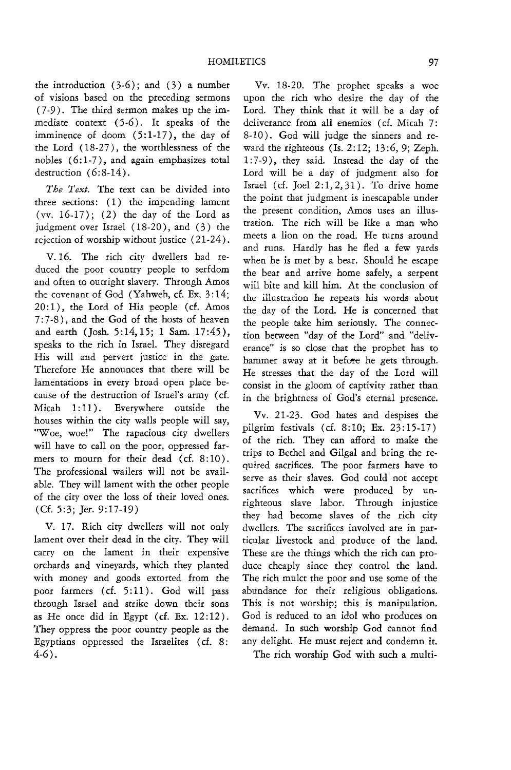the introduction (3-6); and (3) a number of visions based on the preceding sermons (7-9). The third sermon makes up the immediate context (5-6). It speaks of the imminence of doom (5:1-17), the day of the Lord (18-27), the worthlessness of the nobles (6:1-7), and again emphasizes total destruction (6:8-14).

*The Text.* The text can be divided into three sections: (1) the impending lament (vv. 16-17); (2) the day of the Lord as judgment over Israel (18-20), and (3) the rejection of worship without justice (21-24).

V. 16. The rich city dwellers had reduced the poor country people to serfdom and often to outright slavery. Through Amos the covenant of God (Yahweh, cf. Ex. 3:14; 20:1), the Lord of His people (cf. Amos 7:7-8), and the God of the hosts of heaven and earth (Josh. 5:14, 15; 1 Sam. 17:45), speaks to the rich in Israel. They disregard His will and pervert justice in the gate. Therefore He announces that there will be lamentations in every broad open place because of the destruction of Israel's army (cf. Micah 1:11). Everywhere outside the houses within the city walls people will say, "Woe, woe!" The rapacious city dwellers will have to call on the poor, oppressed farmers to mourn for their dead (cf. 8:10). The professional wailers will not be available. They will lament with the other people of the city over the loss of their loved ones. (Cf. 5:3; Jer. 9:17-19)

V. 17. Rich city dwellers will not only lament over their dead in the city. They will carry on the lament in their expensive orchards and vineyards, which they planted with money and goods extorted from the poor farmers (cf. 5:11). God will pass through Israel and strike down their sons as He once did in Egypt (cf. Ex. 12:12). They oppress the poor country people as the Egyptians oppressed the Israelites (cf. 8:4-6).

Vv. 18-20. The prophet speaks a woe upon the rich who desire the day of the Lord. They think that it will be a day of deliverance from all enemies (cf. Micah 7:8-10). God will judge the sinners and reward the righteous (Is. 2:12; 13:6, 9; Zeph. 1:7-9), they said. Instead the day of the Lord will be a day of judgment also for Israel (cf. Joel 2:1, 2, 31). To drive home the point that judgment is inescapable under the present condition, Amos uses an illustration. The rich will be like a man who meets a lion on the road. He turns around and runs. Hardly has he fled a few yards when he is met by a bear. Should he escape the bear and arrive home safely, a serpent will bite and kill him. At the conclusion of the illustration he repeats his words about the day of the Lord. He is concerned that the people take him seriously. The connection between "day of the Lord" and "deliverance" is so close that the prophet has to hammer away at it before he gets through. He stresses that the day of the Lord will consist in the gloom of captivity rather than in the brightness of God's eternal presence.

Vv. 21-23. God hates and despises the pilgrim festivals (cf. 8:10; Ex. 23:15-17) of the rich. They can afford to make the trips to Bethel and Gilgal and bring the required sacrifices. The poor farmers have to serve as their slaves. God could not accept sacrifices which were produced by unrighteous slave labor. Through injustice they had become slaves of the rich city dwellers. The sacrifices involved are in particular livestock and produce of the land. These are the things which the rich can produce cheaply since they control the land. The rich mulct the poor and use some of the abundance for their religious obligations. This is not worship; this is manipulation. God is reduced to an idol who produces on demand. In such worship God cannot find any delight. He must reject and condemn it.

The rich worship God with such a multi-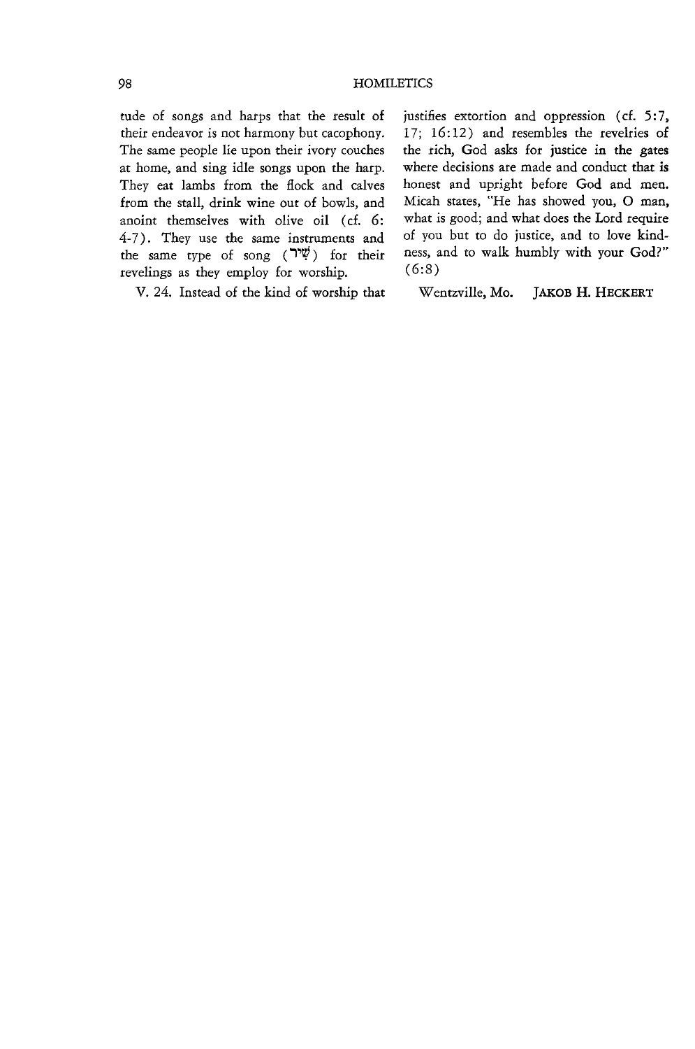tude of songs and harps that the result of their endeavor is not harmony but cacophony. The same people lie upon their ivory couches at home, and sing idle songs upon the harp. They eat lambs from the flock and calves from the stall, drink wine out of bowls, and anoint themselves with olive oil (cf. 6:4-7). They use the same instruments and the same type of song (שִׁיר) for their revelings as they employ for worship.

V. 24. Instead of the kind of worship that justifies extortion and oppression (cf. 5:7, 17; 16:12) and resembles the revelries of the rich, God asks for justice in the gates where decisions are made and conduct that is honest and upright before God and men. Micah states, "He has showed you, O man, what is good; and what does the Lord require of you but to do justice, and to love kindness, and to walk humbly with your God?" (6:8)

Wentzville, Mo. JAKOB H. HECKERT